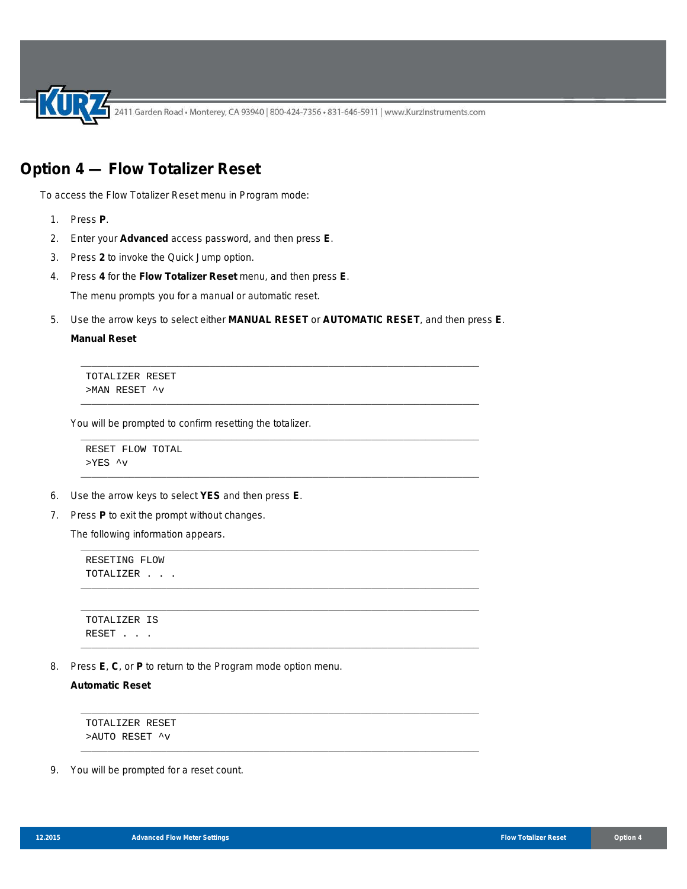# Option 4 — Flow Totalizer Reset

To access the Flow Totalizer Reset menu in Program mode:

1. Press **P**.
2. Enter your **Advanced** access password, and then press **E**.
3. Press **2** to invoke the Quick Jump option.
4. Press **4** for the **Flow Totalizer Reset** menu, and then press **E**.

   The menu prompts you for a manual or automatic reset.

5. Use the arrow keys to select either **MANUAL RESET** or **AUTOMATIC RESET**, and then press **E**.

   **Manual Reset**

   ```
   TOTALIZER RESET
   >MAN RESET ^v
   ```

   You will be prompted to confirm resetting the totalizer.

   ```
   RESET FLOW TOTAL
   >YES ^v
   ```

6. Use the arrow keys to select **YES** and then press **E**.
7. Press **P** to exit the prompt without changes.

   The following information appears.

   ```
   RESETING FLOW
   TOTALIZER . . .
   ```

   ```
   TOTALIZER IS
   RESET . . .
   ```

8. Press **E**, **C**, or **P** to return to the Program mode option menu.

   **Automatic Reset**

   ```
   TOTALIZER RESET
   >AUTO RESET ^v
   ```

9. You will be prompted for a reset count.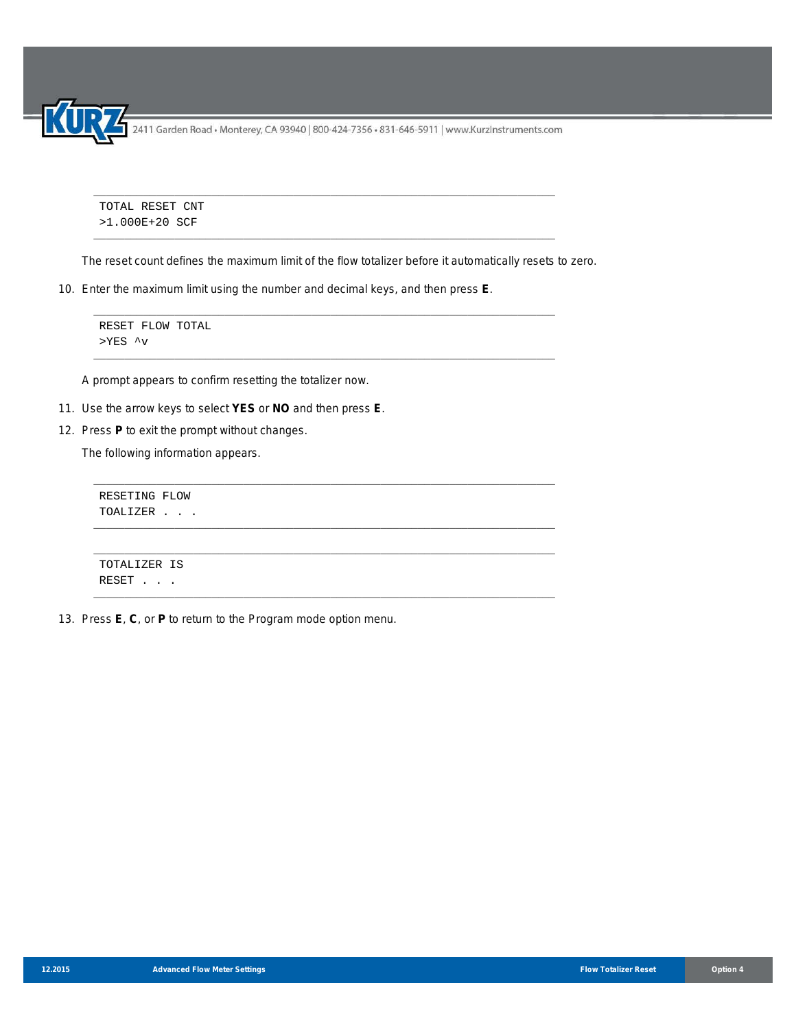```
TOTAL RESET CNT
>1.000E+20 SCF
```

The reset count defines the maximum limit of the flow totalizer before it automatically resets to zero.

10. Enter the maximum limit using the number and decimal keys, and then press **E**.

```
RESET FLOW TOTAL
>YES ^v
```

A prompt appears to confirm resetting the totalizer now.

11. Use the arrow keys to select **YES** or **NO** and then press **E**.
12. Press **P** to exit the prompt without changes.

The following information appears.

```
RESETING FLOW
TOALIZER . . .
```

```
TOTALIZER IS
RESET . . .
```

13. Press **E**, **C**, or **P** to return to the Program mode option menu.